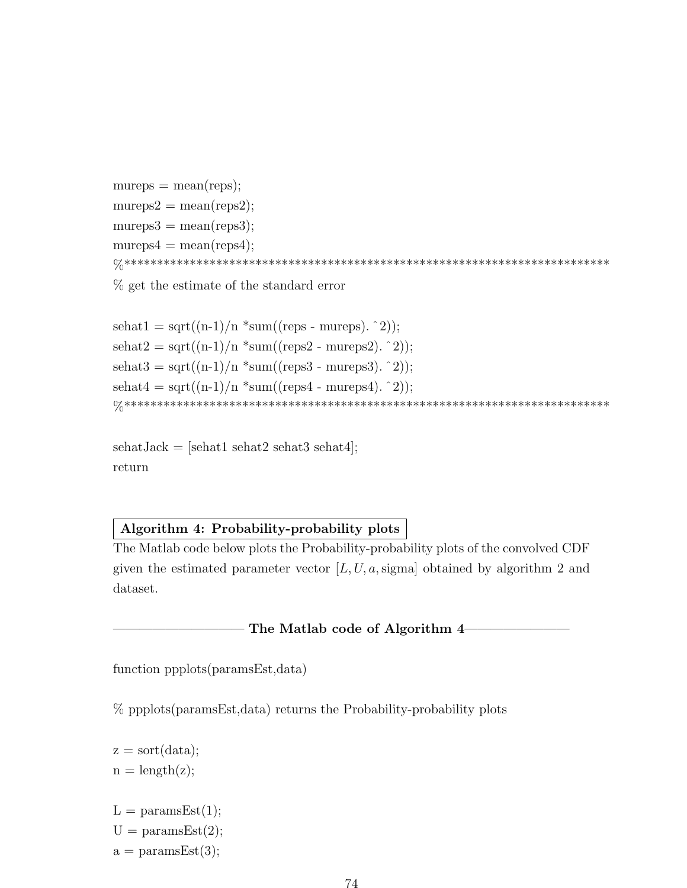```
mureps = mean(reps);
mureps2 = mean(reps2);
mureps3 = mean(reps3);
mureps4 = mean(reps4);
%**************************************************************************
% get the estimate of the standard error

sehat1 = sqrt((n-1)/n *sum((reps - mureps).^2));
sehat2 = sqrt((n-1)/n *sum((reps2 - mureps2).^2));
sehat3 = sqrt((n-1)/n *sum((reps3 - mureps3).^2));
sehat4 = sqrt((n-1)/n *sum((reps4 - mureps4).^2));
%**************************************************************************

sehatJack = [sehat1 sehat2 sehat3 sehat4];
return
```

**Algorithm 4: Probability-probability plots**

The Matlab code below plots the Probability-probability plots of the convolved CDF given the estimated parameter vector $[L, U, a, \text{sigma}]$ obtained by algorithm 2 and dataset.

**The Matlab code of Algorithm 4**

```
function ppplots(paramsEst,data)

% ppplots(paramsEst,data) returns the Probability-probability plots

z = sort(data);
n = length(z);

L = paramsEst(1);
U = paramsEst(2);
a = paramsEst(3);
```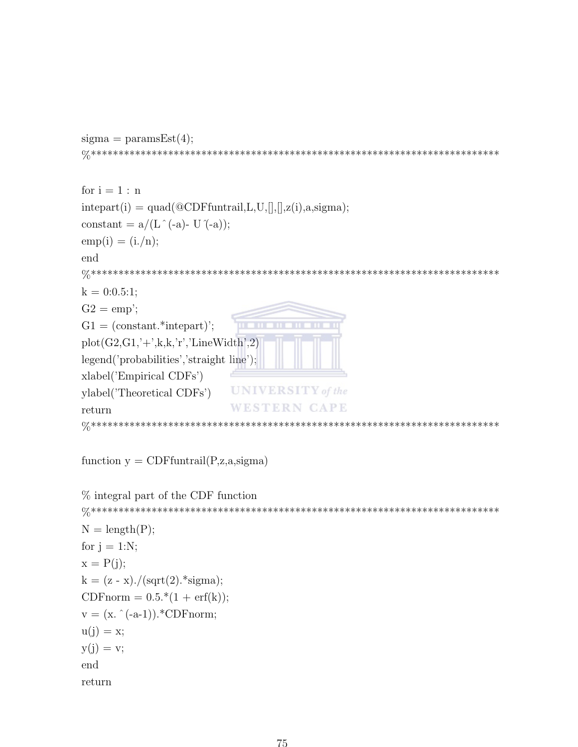```
sigma = paramsEst(4);
%************************************************************************

for i = 1 : n
intepart(i) = quad(@CDFfuntrail,L,U,[],[],z(i),a,sigma);
constant = a/(L^(-a)- U^(-a));
emp(i) = (i./n);
end
%************************************************************************
k = 0:0.5:1;
G2 = emp';
G1 = (constant.*intepart)';
plot(G2,G1,'+',k,k,'r','LineWidth',2)
legend('probabilities','straight line');
xlabel('Empirical CDFs')
ylabel('Theoretical CDFs')
return
%************************************************************************

function y = CDFfuntrail(P,z,a,sigma)

% integral part of the CDF function
%************************************************************************
N = length(P);
for j = 1:N;
x = P(j);
k = (z - x)./(sqrt(2).*sigma);
CDFnorm = 0.5.*(1 + erf(k));
v = (x.^(-a-1)).*CDFnorm;
u(j) = x;
y(j) = v;
end
return
```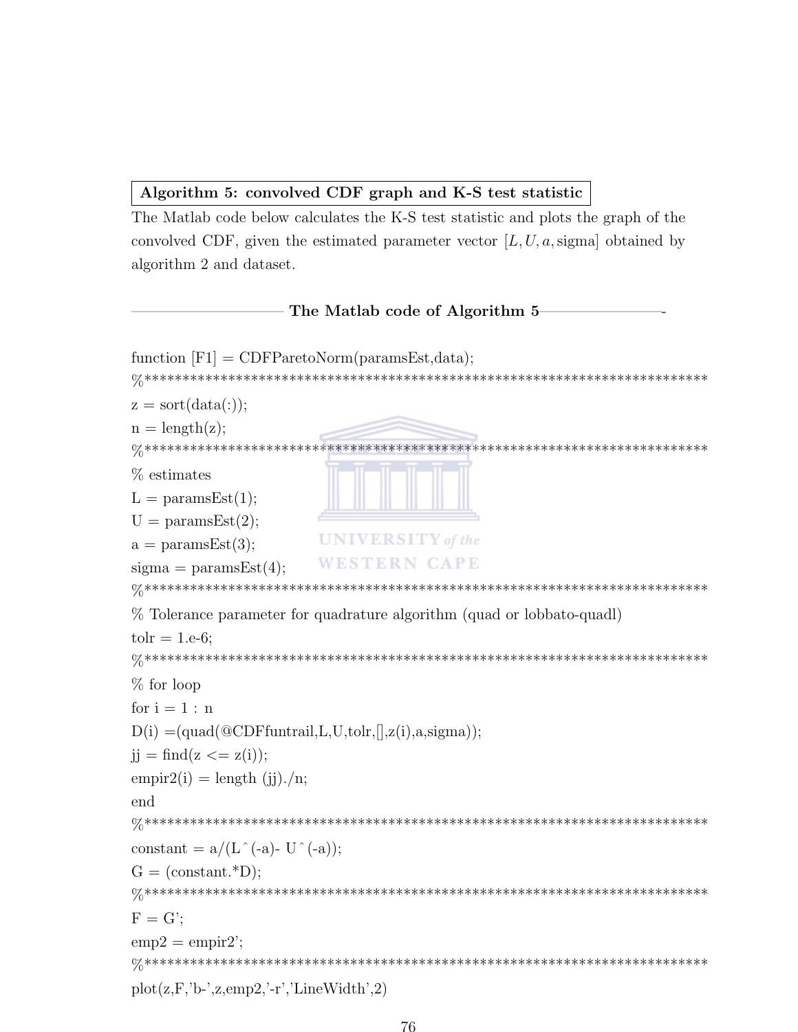**Algorithm 5: convolved CDF graph and K-S test statistic**

The Matlab code below calculates the K-S test statistic and plots the graph of the convolved CDF, given the estimated parameter vector $[L, U, a, \text{sigma}]$ obtained by algorithm 2 and dataset.

——————————— **The Matlab code of Algorithm 5**———————-

```
function [F1] = CDFParetoNorm(paramsEst,data);
%***************************************************************************
z = sort(data(:));
n = length(z);
%***************************************************************************
% estimates
L = paramsEst(1);
U = paramsEst(2);
a = paramsEst(3);
sigma = paramsEst(4);
%***************************************************************************
% Tolerance parameter for quadrature algorithm (quad or lobbato-quadl)
tolr = 1.e-6;
%***************************************************************************
% for loop
for i = 1 : n
D(i) =(quad(@CDFfuntrail,L,U,tolr,[],z(i),a,sigma));
jj = find(z <= z(i));
empir2(i) = length (jj)./n;
end
%***************************************************************************
constant = a/(L^(-a)- U^(-a));
G = (constant.*D);
%***************************************************************************
F = G';
emp2 = empir2';
%***************************************************************************
plot(z,F,'b-',z,emp2,'-r','LineWidth',2)
```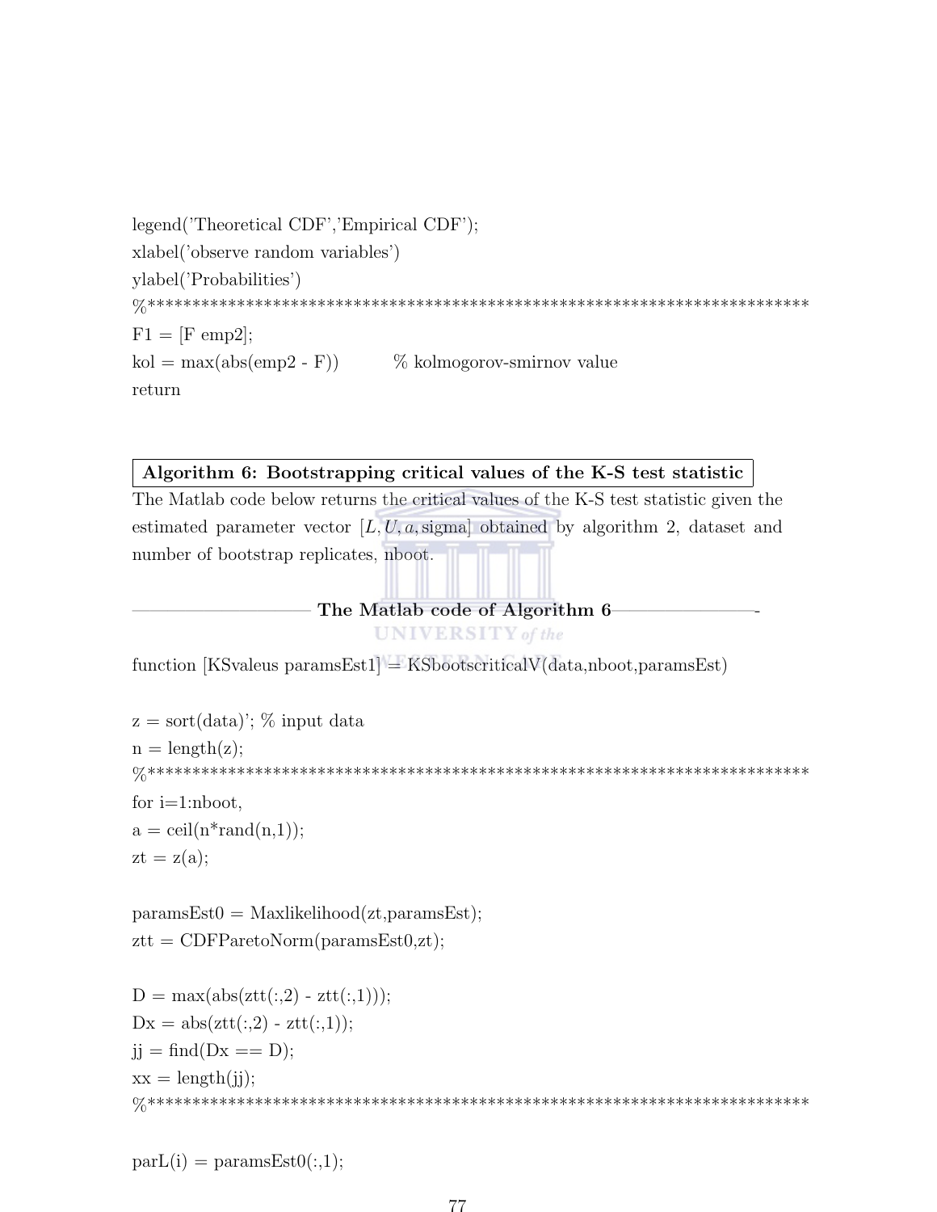```
legend('Theoretical CDF','Empirical CDF');
xlabel('observe random variables')
ylabel('Probabilities')
%***************************************************************************
F1 = [F emp2];
kol = max(abs(emp2 - F))          % kolmogorov-smirnov value
return
```

**Algorithm 6: Bootstrapping critical values of the K-S test statistic**

The Matlab code below returns the critical values of the K-S test statistic given the estimated parameter vector $[L, U, a, \text{sigma}]$ obtained by algorithm 2, dataset and number of bootstrap replicates, nboot.

**The Matlab code of Algorithm 6**

```
function [KSvaleus paramsEst1] = KSbootscriticalV(data,nboot,paramsEst)

z = sort(data)'; % input data
n = length(z);
%***************************************************************************
for i=1:nboot,
a = ceil(n*rand(n,1));
zt = z(a);

paramsEst0 = Maxlikelihood(zt,paramsEst);
ztt = CDFParetoNorm(paramsEst0,zt);

D = max(abs(ztt(:,2) - ztt(:,1)));
Dx = abs(ztt(:,2) - ztt(:,1));
jj = find(Dx == D);
xx = length(jj);
%***************************************************************************

parL(i) = paramsEst0(:,1);
```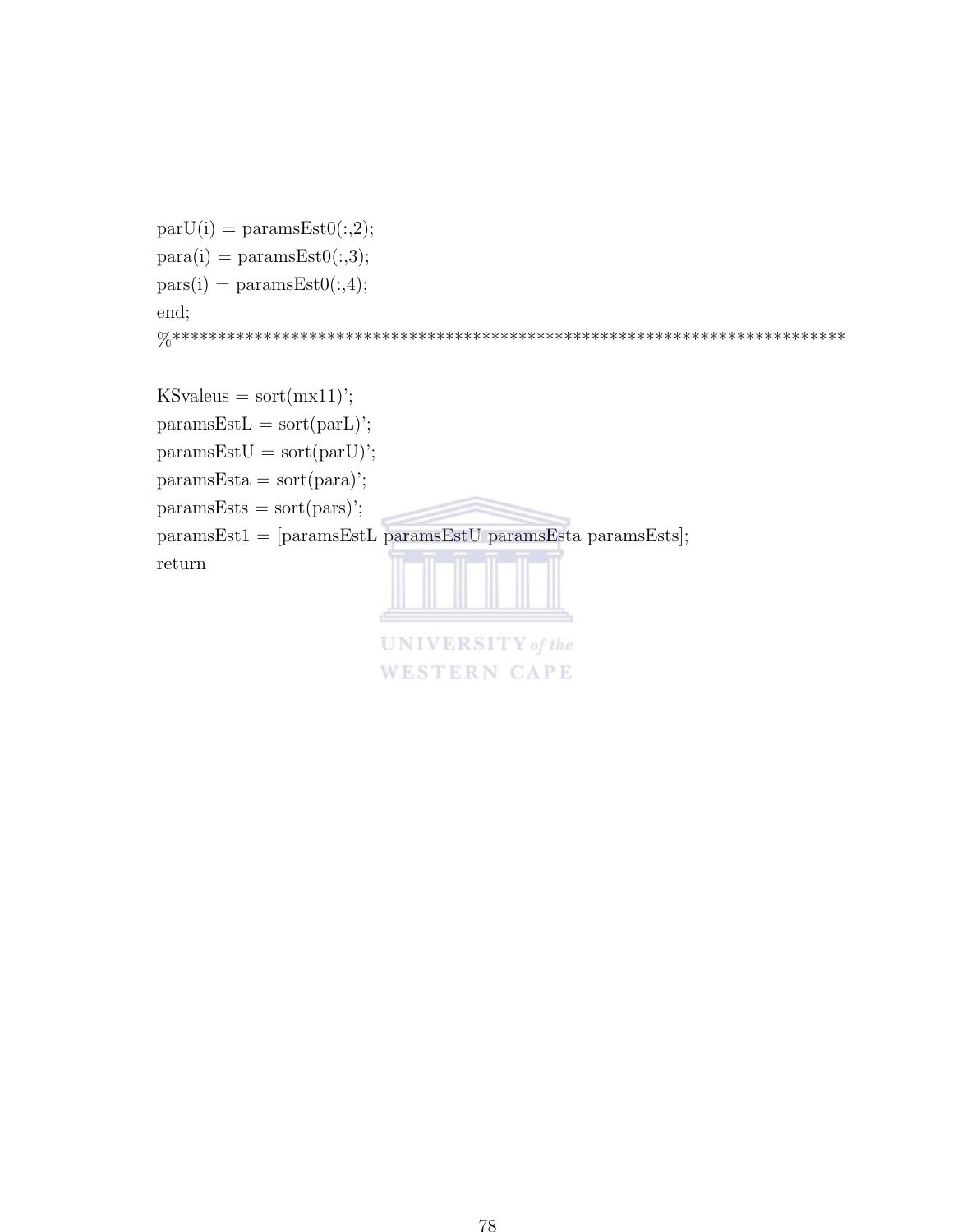```
parU(i) = paramsEst0(:,2);
para(i) = paramsEst0(:,3);
pars(i) = paramsEst0(:,4);
end;
%***************************************************************************

KSvaleus = sort(mx11)';
paramsEstL = sort(parL)';
paramsEstU = sort(parU)';
paramsEsta = sort(para)';
paramsEsts = sort(pars)';
paramsEst1 = [paramsEstL paramsEstU paramsEsta paramsEsts];
return
```